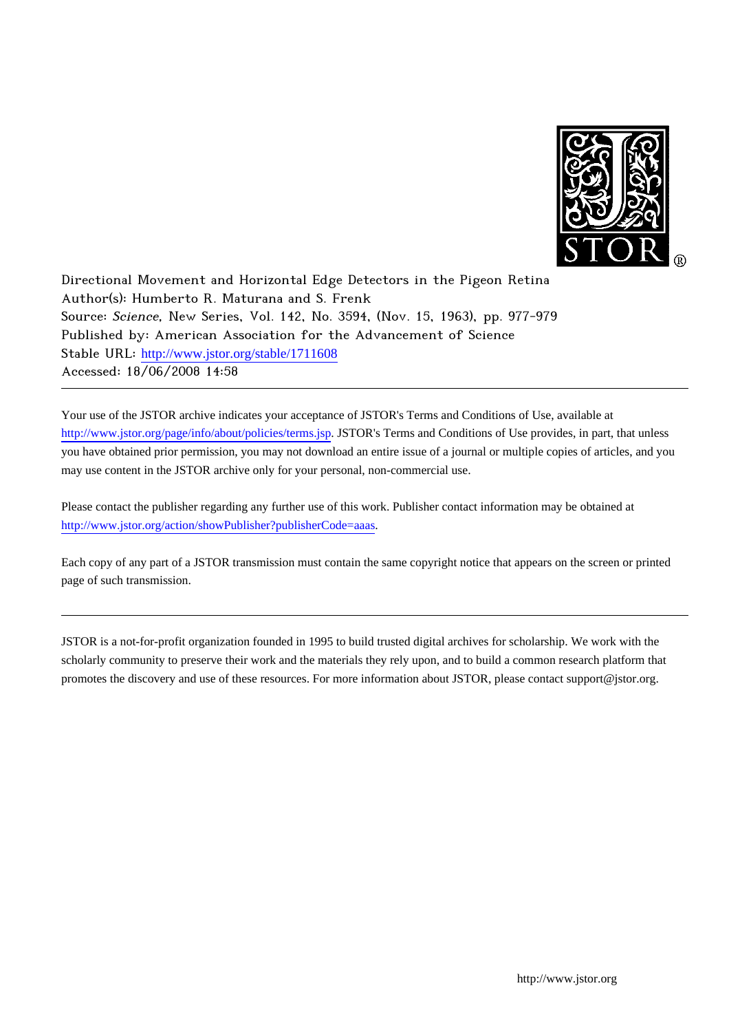Directional Movement and Horizontal Edge Detectors in the Pigeon Retina

Author(s): Humberto R. Maturana and S. Frenk

Source: *Science*, New Series, Vol. 142, No. 3594, (Nov. 15, 1963), pp. 977-979

Published by: American Association for the Advancement of Science

Stable URL: http://www.jstor.org/stable/1711608

Accessed: 18/06/2008 14:58

---

Your use of the JSTOR archive indicates your acceptance of JSTOR's Terms and Conditions of Use, available at http://www.jstor.org/page/info/about/policies/terms.jsp. JSTOR's Terms and Conditions of Use provides, in part, that unless you have obtained prior permission, you may not download an entire issue of a journal or multiple copies of articles, and you may use content in the JSTOR archive only for your personal, non-commercial use.

Please contact the publisher regarding any further use of this work. Publisher contact information may be obtained at http://www.jstor.org/action/showPublisher?publisherCode=aaas.

Each copy of any part of a JSTOR transmission must contain the same copyright notice that appears on the screen or printed page of such transmission.

---

JSTOR is a not-for-profit organization founded in 1995 to build trusted digital archives for scholarship. We work with the scholarly community to preserve their work and the materials they rely upon, and to build a common research platform that promotes the discovery and use of these resources. For more information about JSTOR, please contact support@jstor.org.

http://www.jstor.org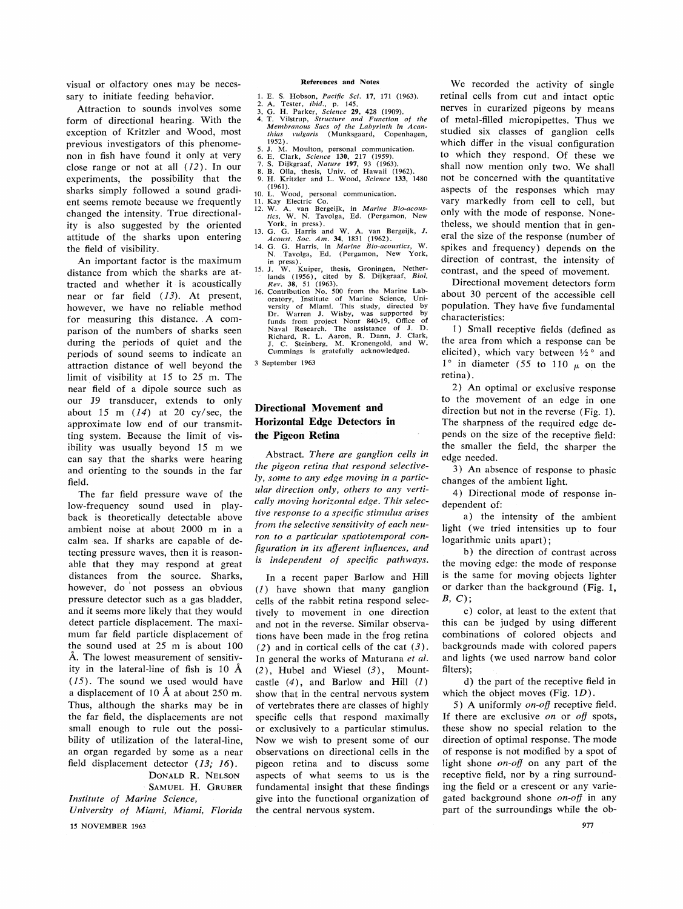visual or olfactory ones may be necessary to initiate feeding behavior.

Attraction to sounds involves some form of directional hearing. With the exception of Kritzler and Wood, most previous investigators of this phenomenon in fish have found it only at very close range or not at all (*12*). In our experiments, the possibility that the sharks simply followed a sound gradient seems remote because we frequently changed the intensity. True directionality is also suggested by the oriented attitude of the sharks upon entering the field of visibility.

An important factor is the maximum distance from which the sharks are attracted and whether it is acoustically near or far field (*13*). At present, however, we have no reliable method for measuring this distance. A comparison of the numbers of sharks seen during the periods of quiet and the periods of sound seems to indicate an attraction distance of well beyond the limit of visibility at 15 to 25 m. The near field of a dipole source such as our J9 transducer, extends to only about 15 m (*14*) at 20 cy/sec, the approximate low end of our transmitting system. Because the limit of visibility was usually beyond 15 m we can say that the sharks were hearing and orienting to the sounds in the far field.

The far field pressure wave of the low-frequency sound used in playback is theoretically detectable above ambient noise at about 2000 m in a calm sea. If sharks are capable of detecting pressure waves, then it is reasonable that they may respond at great distances from the source. Sharks, however, do not possess an obvious pressure detector such as a gas bladder, and it seems more likely that they would detect particle displacement. The maximum far field particle displacement of the sound used at 25 m is about 100 Å. The lowest measurement of sensitivity in the lateral-line of fish is 10 Å (*15*). The sound we used would have a displacement of 10 Å at about 250 m. Thus, although the sharks may be in the far field, the displacements are not small enough to rule out the possibility of utilization of the lateral-line, an organ regarded by some as a near field displacement detector (*13; 16*).

DONALD R. NELSON
SAMUEL H. GRUBER

*Institute of Marine Science, University of Miami, Miami, Florida*

### References and Notes

1. E. S. Hobson, *Pacific Sci.* **17**, 171 (1963).
2. A. Tester, *ibid.*, p. 145.
3. G. H. Parker, *Science* **29**, 428 (1909).
4. T. Vilstrup, *Structure and Function of the Membranous Sacs of the Labyrinth in Acanthias vulgaris* (Munksgaard, Copenhagen, 1952).
5. J. M. Moulton, personal communication.
6. E. Clark, *Science* **130**, 217 (1959).
7. S. Dijkgraaf, *Nature* **197**, 93 (1963).
8. B. Olla, thesis, Univ. of Hawaii (1962).
9. H. Kritzler and L. Wood, *Science* **133**, 1480 (1961).
10. L. Wood, personal communication.
11. Kay Electric Co.
12. W. A. van Bergeijk, in *Marine Bio-acoustics*, W. N. Tavolga, Ed. (Pergamon, New York, in press).
13. G. G. Harris and W. A. van Bergeijk, *J. Acoust. Soc. Am.* **34**, 1831 (1962).
14. G. G. Harris, in *Marine Bio-acoustics*, W. N. Tavolga, Ed. (Pergamon, New York, in press).
15. J. W. Kuiper, thesis, Groningen, Netherlands (1956), cited by S. Dijkgraaf, *Biol. Rev.* **38**, 51 (1963).
16. Contribution No. 500 from the Marine Laboratory, Institute of Marine Science, University of Miami. This study, directed by Dr. Warren J. Wisby, was supported by funds from project Nonr 840-19, Office of Naval Research. The assistance of J. D. Richard, R. L. Aaron, R. Dann, J. Clark, J. C. Steinberg, M. Kronengold, and W. Cummings is gratefully acknowledged.

3 September 1963

## Directional Movement and Horizontal Edge Detectors in the Pigeon Retina

*Abstract.* *There are ganglion cells in the pigeon retina that respond selectively, some to any edge moving in a particular direction only, others to any vertically moving horizontal edge. This selective response to a specific stimulus arises from the selective sensitivity of each neuron to a particular spatiotemporal configuration in its afferent influences, and is independent of specific pathways.*

In a recent paper Barlow and Hill (*1*) have shown that many ganglion cells of the rabbit retina respond selectively to movement in one direction and not in the reverse. Similar observations have been made in the frog retina (*2*) and in cortical cells of the cat (*3*). In general the works of Maturana *et al.* (*2*), Hubel and Wiesel (*3*), Mountcastle (*4*), and Barlow and Hill (*1*) show that in the central nervous system of vertebrates there are classes of highly specific cells that respond maximally or exclusively to a particular stimulus. Now we wish to present some of our observations on directional cells in the pigeon retina and to discuss some aspects of what seems to us is the fundamental insight that these findings give into the functional organization of the central nervous system.

We recorded the activity of single retinal cells from cut and intact optic nerves in curarized pigeons by means of metal-filled micropipettes. Thus we studied six classes of ganglion cells which differ in the visual configuration to which they respond. Of these we shall now mention only two. We shall not be concerned with the quantitative aspects of the responses which may vary markedly from cell to cell, but only with the mode of response. Nonetheless, we should mention that in general the size of the response (number of spikes and frequency) depends on the direction of contrast, the intensity of contrast, and the speed of movement.

Directional movement detectors form about 30 percent of the accessible cell population. They have five fundamental characteristics:

1) Small receptive fields (defined as the area from which a response can be elicited), which vary between ½° and 1° in diameter (55 to 110 μ on the retina).

2) An optimal or exclusive response to the movement of an edge in one direction but not in the reverse (Fig. 1). The sharpness of the required edge depends on the size of the receptive field: the smaller the field, the sharper the edge needed.

3) An absence of response to phasic changes of the ambient light.

4) Directional mode of response independent of:

a) the intensity of the ambient light (we tried intensities up to four logarithmic units apart);

b) the direction of contrast across the moving edge: the mode of response is the same for moving objects lighter or darker than the background (Fig. 1, *B*, *C*);

c) color, at least to the extent that this can be judged by using different combinations of colored objects and backgrounds made with colored papers and lights (we used narrow band color filters);

d) the part of the receptive field in which the object moves (Fig. 1*D*).

5) A uniformly *on-off* receptive field. If there are exclusive *on* or *off* spots, these show no special relation to the direction of optimal response. The mode of response is not modified by a spot of light shone *on-off* on any part of the receptive field, nor by a ring surrounding the field or a crescent or any variegated background shone *on-off* in any part of the surroundings while the ob-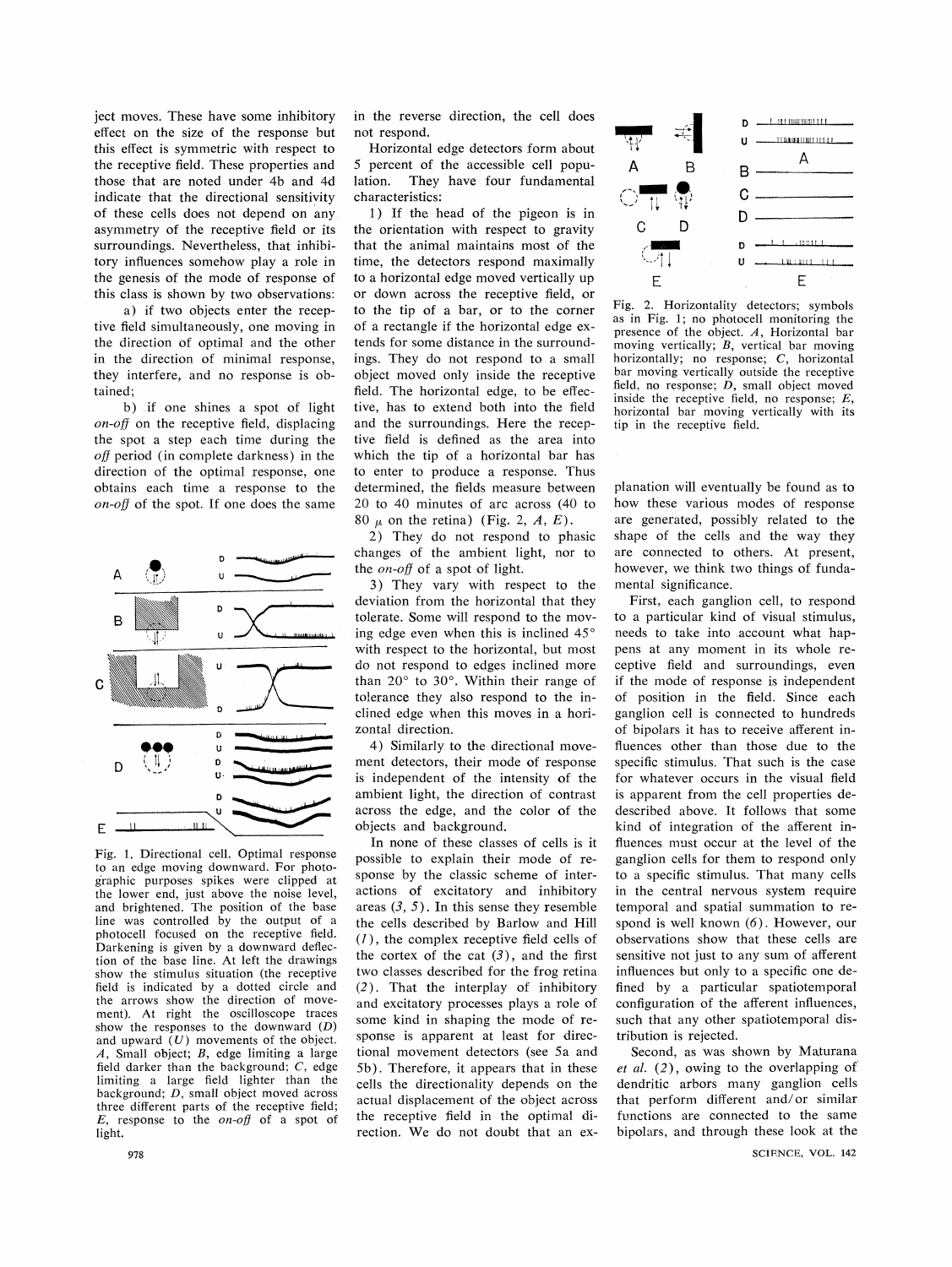ject moves. These have some inhibitory effect on the size of the response but this effect is symmetric with respect to the receptive field. These properties and those that are noted under 4b and 4d indicate that the directional sensitivity of these cells does not depend on any asymmetry of the receptive field or its surroundings. Nevertheless, that inhibitory influences somehow play a role in the genesis of the mode of response of this class is shown by two observations:

a) if two objects enter the receptive field simultaneously, one moving in the direction of optimal and the other in the direction of minimal response, they interfere, and no response is obtained;

b) if one shines a spot of light *on-off* on the receptive field, displacing the spot a step each time during the *off* period (in complete darkness) in the direction of the optimal response, one obtains each time a response to the *on-off* of the spot. If one does the same in the reverse direction, the cell does not respond.

A
B
C
D
E
D
U

Fig. 1. Directional cell. Optimal response to an edge moving downward. For photographic purposes spikes were clipped at the lower end, just above the noise level, and brightened. The position of the base line was controlled by the output of a photocell focused on the receptive field. Darkening is given by a downward deflection of the base line. At left the drawings show the stimulus situation (the receptive field is indicated by a dotted circle and the arrows show the direction of movement). At right the oscilloscope traces show the responses to the downward (*D*) and upward (*U*) movements of the object. *A*, Small object; *B*, edge limiting a large field darker than the background; *C*, edge limiting a large field lighter than the background; *D*, small object moved across three different parts of the receptive field; *E*, response to the *on-off* of a spot of light.

Horizontal edge detectors form about 5 percent of the accessible cell population. They have four fundamental characteristics:

1) If the head of the pigeon is in the orientation with respect to gravity that the animal maintains most of the time, the detectors respond maximally to a horizontal edge moved vertically up or down across the receptive field, or to the tip of a bar, or to the corner of a rectangle if the horizontal edge extends for some distance in the surroundings. They do not respond to a small object moved only inside the receptive field. The horizontal edge, to be effective, has to extend both into the field and the surroundings. Here the receptive field is defined as the area into which the tip of a horizontal bar has to enter to produce a response. Thus determined, the fields measure between 20 to 40 minutes of arc across (40 to 80 $\mu$ on the retina) (Fig. 2, *A*, *E*).

2) They do not respond to phasic changes of the ambient light, nor to the *on-off* of a spot of light.

3) They vary with respect to the deviation from the horizontal that they tolerate. Some will respond to the moving edge even when this is inclined 45° with respect to the horizontal, but most do not respond to edges inclined more than 20° to 30°. Within their range of tolerance they also respond to the inclined edge when this moves in a horizontal direction.

4) Similarly to the directional movement detectors, their mode of response is independent of the intensity of the ambient light, the direction of contrast across the edge, and the color of the objects and background.

In none of these classes of cells is it possible to explain their mode of response by the classic scheme of interactions of excitatory and inhibitory areas (*3*, *5*). In this sense they resemble the cells described by Barlow and Hill (*1*), the complex receptive field cells of the cortex of the cat (*3*), and the first two classes described for the frog retina (*2*). That the interplay of inhibitory and excitatory processes plays a role of some kind in shaping the mode of response is apparent at least for directional movement detectors (see 5a and 5b). Therefore, it appears that in these cells the directionality depends on the actual displacement of the object across the receptive field in the optimal direction. We do not doubt that an explanation will eventually be found as to how these various modes of response are generated, possibly related to the shape of the cells and the way they are connected to others. At present, however, we think two things of fundamental significance.

A
B
C
D
E
D
U

Fig. 2. Horizontality detectors; symbols as in Fig. 1; no photocell monitoring the presence of the object. *A*, Horizontal bar moving vertically; *B*, vertical bar moving horizontally; no response; *C*, horizontal bar moving vertically outside the receptive field, no response; *D*, small object moved inside the receptive field, no response; *E*, horizontal bar moving vertically with its tip in the receptive field.

First, each ganglion cell, to respond to a particular kind of visual stimulus, needs to take into account what happens at any moment in its whole receptive field and surroundings, even if the mode of response is independent of position in the field. Since each ganglion cell is connected to hundreds of bipolars it has to receive afferent influences other than those due to the specific stimulus. That such is the case for whatever occurs in the visual field is apparent from the cell properties described above. It follows that some kind of integration of the afferent influences must occur at the level of the ganglion cells for them to respond only to a specific stimulus. That many cells in the central nervous system require temporal and spatial summation to respond is well known (*6*). However, our observations show that these cells are sensitive not just to any sum of afferent influences but only to a specific one defined by a particular spatiotemporal configuration of the afferent influences, such that any other spatiotemporal distribution is rejected.

Second, as was shown by Maturana *et al.* (*2*), owing to the overlapping of dendritic arbors many ganglion cells that perform different and/or similar functions are connected to the same bipolars, and through these look at the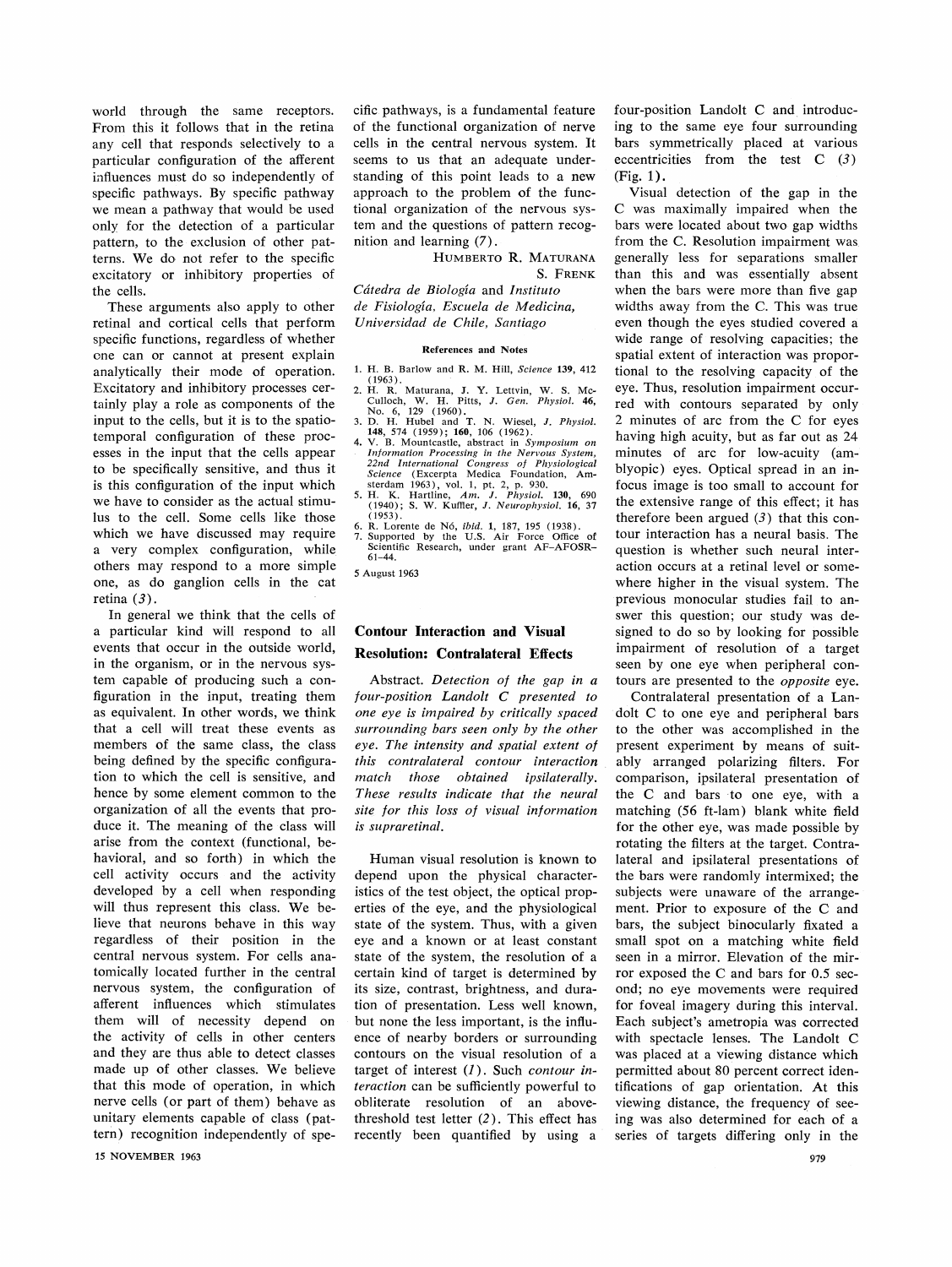world through the same receptors. From this it follows that in the retina any cell that responds selectively to a particular configuration of the afferent influences must do so independently of specific pathways. By specific pathway we mean a pathway that would be used only for the detection of a particular pattern, to the exclusion of other patterns. We do not refer to the specific excitatory or inhibitory properties of the cells.

These arguments also apply to other retinal and cortical cells that perform specific functions, regardless of whether one can or cannot at present explain analytically their mode of operation. Excitatory and inhibitory processes certainly play a role as components of the input to the cells, but it is to the spatiotemporal configuration of these processes in the input that the cells appear to be specifically sensitive, and thus it is this configuration of the input which we have to consider as the actual stimulus to the cell. Some cells like those which we have discussed may require a very complex configuration, while others may respond to a more simple one, as do ganglion cells in the cat retina (3).

In general we think that the cells of a particular kind will respond to all events that occur in the outside world, in the organism, or in the nervous system capable of producing such a configuration in the input, treating them as equivalent. In other words, we think that a cell will treat these events as members of the same class, the class being defined by the specific configuration to which the cell is sensitive, and hence by some element common to the organization of all the events that produce it. The meaning of the class will arise from the context (functional, behavioral, and so forth) in which the cell activity occurs and the activity developed by a cell when responding will thus represent this class. We believe that neurons behave in this way regardless of their position in the central nervous system. For cells anatomically located further in the central nervous system, the configuration of afferent influences which stimulates them will of necessity depend on the activity of cells in other centers and they are thus able to detect classes made up of other classes. We believe that this mode of operation, in which nerve cells (or part of them) behave as unitary elements capable of class (pattern) recognition independently of specific pathways, is a fundamental feature of the functional organization of nerve cells in the central nervous system. It seems to us that an adequate understanding of this point leads to a new approach to the problem of the functional organization of the nervous system and the questions of pattern recognition and learning (7).

HUMBERTO R. MATURANA
S. FRENK

*Cátedra de Biología and Instituto de Fisiología, Escuela de Medicina, Universidad de Chile, Santiago*

### References and Notes

1. H. B. Barlow and R. M. Hill, *Science* **139**, 412 (1963).
2. H. R. Maturana, J. Y. Lettvin, W. S. McCulloch, W. H. Pitts, *J. Gen. Physiol.* **46**, No. 6, 129 (1960).
3. D. H. Hubel and T. N. Wiesel, *J. Physiol.* **148**, 574 (1959); **160**, 106 (1962).
4. V. B. Mountcastle, abstract in *Symposium on Information Processing in the Nervous System, 22nd International Congress of Physiological Science* (Excerpta Medica Foundation, Amsterdam 1963), vol. 1, pt. 2, p. 930.
5. H. K. Hartline, *Am. J. Physiol.* **130**, 690 (1940); S. W. Kuffler, *J. Neurophysiol.* **16**, 37 (1953).
6. R. Lorente de Nó, *ibid.* **1**, 187, 195 (1938).
7. Supported by the U.S. Air Force Office of Scientific Research, under grant AF-AFOSR-61-44.

5 August 1963

## Contour Interaction and Visual Resolution: Contralateral Effects

*Abstract.* *Detection of the gap in a four-position Landolt C presented to one eye is impaired by critically spaced surrounding bars seen only by the other eye. The intensity and spatial extent of this contralateral contour interaction match those obtained ipsilaterally. These results indicate that the neural site for this loss of visual information is supraretinal.*

Human visual resolution is known to depend upon the physical characteristics of the test object, the optical properties of the eye, and the physiological state of the system. Thus, with a given eye and a known or at least constant state of the system, the resolution of a certain kind of target is determined by its size, contrast, brightness, and duration of presentation. Less well known, but none the less important, is the influence of nearby borders or surrounding contours on the visual resolution of a target of interest (1). Such *contour interaction* can be sufficiently powerful to obliterate resolution of an above-threshold test letter (2). This effect has recently been quantified by using a four-position Landolt C and introducing to the same eye four surrounding bars symmetrically placed at various eccentricities from the test C (3) (Fig. 1).

Visual detection of the gap in the C was maximally impaired when the bars were located about two gap widths from the C. Resolution impairment was generally less for separations smaller than this and was essentially absent when the bars were more than five gap widths away from the C. This was true even though the eyes studied covered a wide range of resolving capacities; the spatial extent of interaction was proportional to the resolving capacity of the eye. Thus, resolution impairment occurred with contours separated by only 2 minutes of arc from the C for eyes having high acuity, but as far out as 24 minutes of arc for low-acuity (amblyopic) eyes. Optical spread in an in-focus image is too small to account for the extensive range of this effect; it has therefore been argued (3) that this contour interaction has a neural basis. The question is whether such neural interaction occurs at a retinal level or somewhere higher in the visual system. The previous monocular studies fail to answer this question; our study was designed to do so by looking for possible impairment of resolution of a target seen by one eye when peripheral contours are presented to the *opposite* eye.

Contralateral presentation of a Landolt C to one eye and peripheral bars to the other was accomplished in the present experiment by means of suitably arranged polarizing filters. For comparison, ipsilateral presentation of the C and bars to one eye, with a matching (56 ft-lam) blank white field for the other eye, was made possible by rotating the filters at the target. Contralateral and ipsilateral presentations of the bars were randomly intermixed; the subjects were unaware of the arrangement. Prior to exposure of the C and bars, the subject binocularly fixated a small spot on a matching white field seen in a mirror. Elevation of the mirror exposed the C and bars for 0.5 second; no eye movements were required for foveal imagery during this interval. Each subject's ametropia was corrected with spectacle lenses. The Landolt C was placed at a viewing distance which permitted about 80 percent correct identifications of gap orientation. At this viewing distance, the frequency of seeing was also determined for each of a series of targets differing only in the